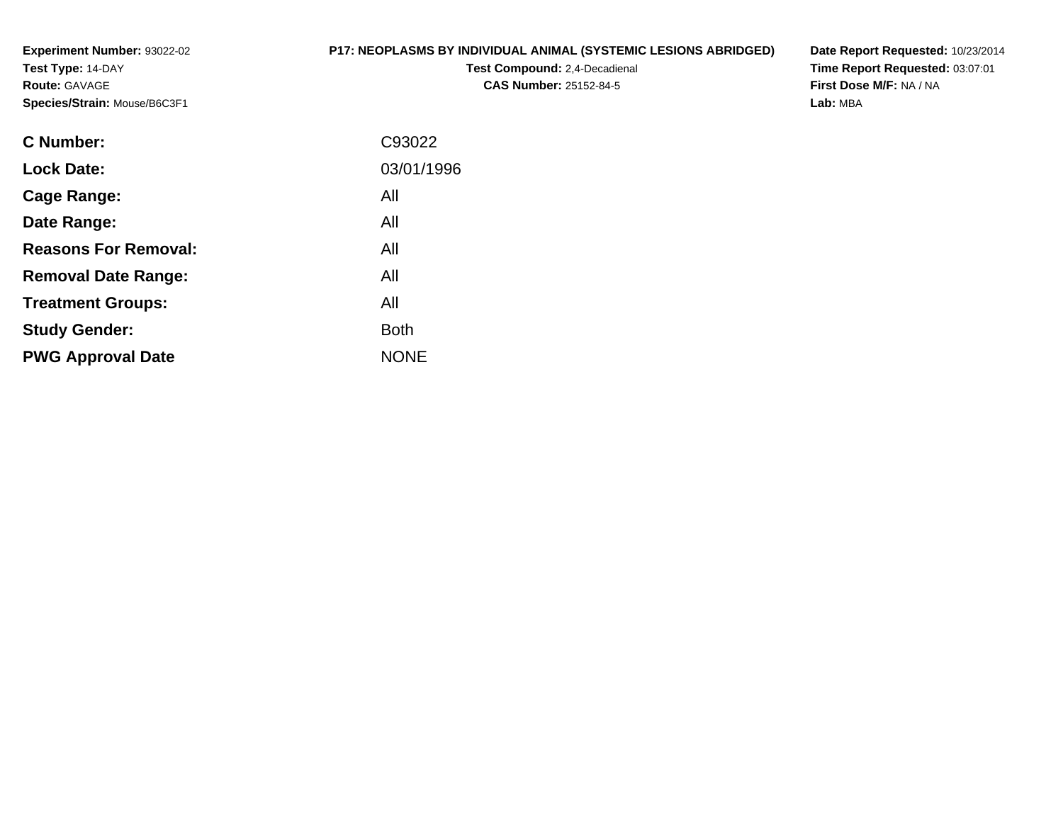**Experiment Number:** 93022-02
**Test Type:** 14-DAY
**Route:** GAVAGE
**Species/Strain:** Mouse/B6C3F1

**P17: NEOPLASMS BY INDIVIDUAL ANIMAL (SYSTEMIC LESIONS ABRIDGED)**
**Test Compound:** 2,4-Decadienal
**CAS Number:** 25152-84-5

**Date Report Requested:** 10/23/2014
**Time Report Requested:** 03:07:01
**First Dose M/F:** NA / NA
**Lab:** MBA

| | |
|---|---|
| **C Number:** | C93022 |
| **Lock Date:** | 03/01/1996 |
| **Cage Range:** | All |
| **Date Range:** | All |
| **Reasons For Removal:** | All |
| **Removal Date Range:** | All |
| **Treatment Groups:** | All |
| **Study Gender:** | Both |
| **PWG Approval Date** | NONE |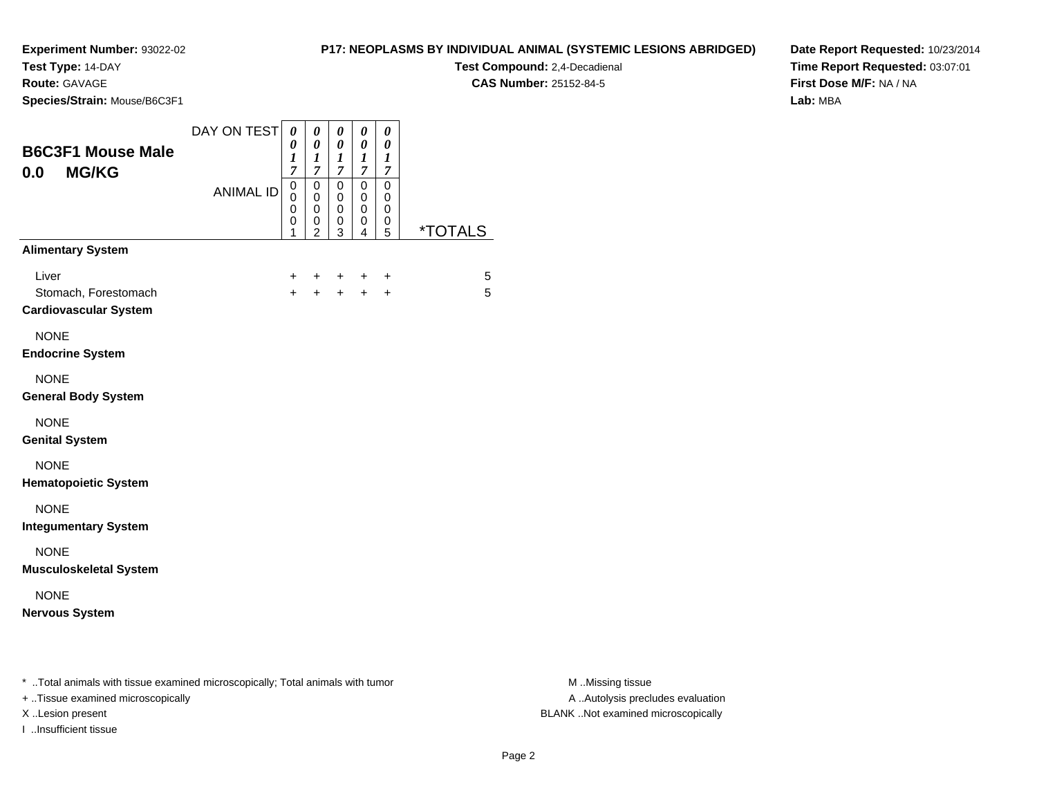**Experiment Number:** 93022-02
**Test Type:** 14-DAY
**Route:** GAVAGE
**Species/Strain:** Mouse/B6C3F1

**P17: NEOPLASMS BY INDIVIDUAL ANIMAL (SYSTEMIC LESIONS ABRIDGED)**
**Test Compound:** 2,4-Decadienal
**CAS Number:** 25152-84-5

**Date Report Requested:** 10/23/2014
**Time Report Requested:** 03:07:01
**First Dose M/F:** NA / NA
**Lab:** MBA

## B6C3F1 Mouse Male 0.0 MG/KG

| | | | | | | |
|---|---|---|---|---|---|---|
| DAY ON TEST | 0017 | 0017 | 0017 | 0017 | 0017 | |
| ANIMAL ID | 00001 | 00002 | 00003 | 00004 | 00005 | *TOTALS |
| **Alimentary System** | | | | | | |
| Liver | + | + | + | + | + | 5 |
| Stomach, Forestomach | + | + | + | + | + | 5 |
| **Cardiovascular System** | | | | | | |
| NONE | | | | | | |
| **Endocrine System** | | | | | | |
| NONE | | | | | | |
| **General Body System** | | | | | | |
| NONE | | | | | | |
| **Genital System** | | | | | | |
| NONE | | | | | | |
| **Hematopoietic System** | | | | | | |
| NONE | | | | | | |
| **Integumentary System** | | | | | | |
| NONE | | | | | | |
| **Musculoskeletal System** | | | | | | |
| NONE | | | | | | |
| **Nervous System** | | | | | | |

* ..Total animals with tissue examined microscopically; Total animals with tumor
+ ..Tissue examined microscopically
X ..Lesion present
I ..Insufficient tissue

M ..Missing tissue
A ..Autolysis precludes evaluation
BLANK ..Not examined microscopically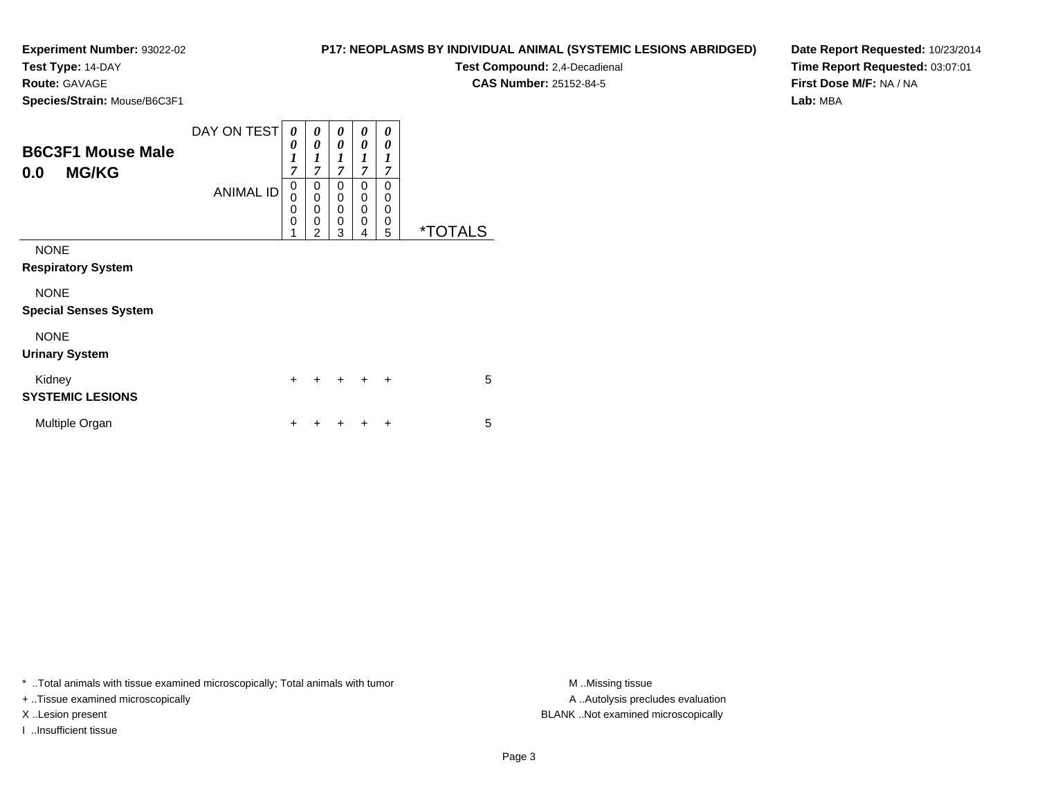**Experiment Number:** 93022-02
**Test Type:** 14-DAY
**Route:** GAVAGE
**Species/Strain:** Mouse/B6C3F1

**P17: NEOPLASMS BY INDIVIDUAL ANIMAL (SYSTEMIC LESIONS ABRIDGED)**
**Test Compound:** 2,4-Decadienal
**CAS Number:** 25152-84-5

**Date Report Requested:** 10/23/2014
**Time Report Requested:** 03:07:01
**First Dose M/F:** NA / NA
**Lab:** MBA

## B6C3F1 Mouse Male
## 0.0 MG/KG

| DAY ON TEST | 0017 | 0017 | 0017 | 0017 | 0017 | |
|---|---|---|---|---|---|---|
| **ANIMAL ID** | 00001 | 00002 | 00003 | 00004 | 00005 | ***TOTALS** |
| NONE | | | | | | |
| **Respiratory System** | | | | | | |
| NONE | | | | | | |
| **Special Senses System** | | | | | | |
| NONE | | | | | | |
| **Urinary System** | | | | | | |
| Kidney | + | + | + | + | + | 5 |
| **SYSTEMIC LESIONS** | | | | | | |
| Multiple Organ | + | + | + | + | + | 5 |

* ..Total animals with tissue examined microscopically; Total animals with tumor
+ ..Tissue examined microscopically
X ..Lesion present
I ..Insufficient tissue

M ..Missing tissue
A ..Autolysis precludes evaluation
BLANK ..Not examined microscopically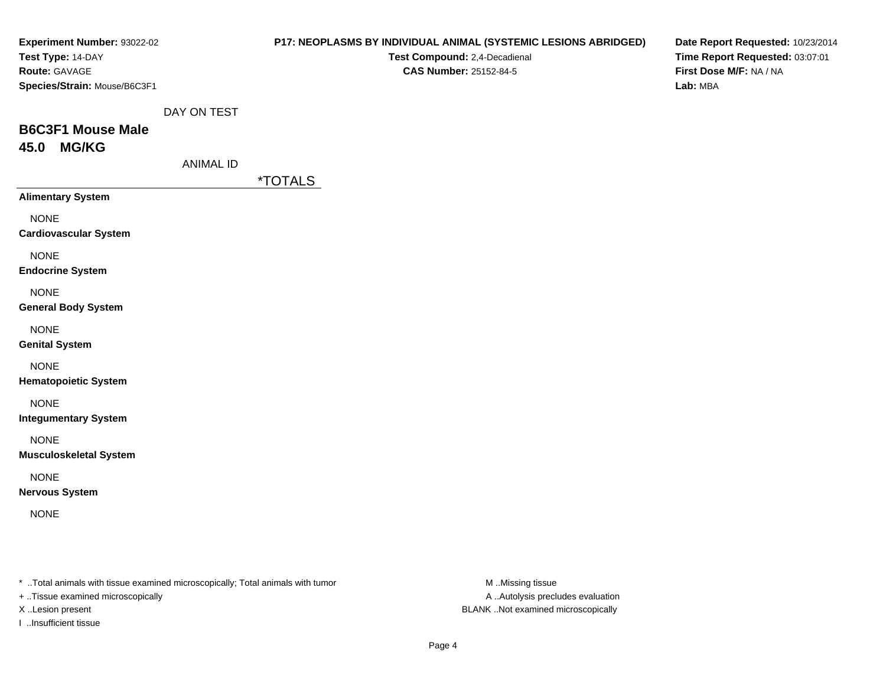**Experiment Number:** 93022-02
**Test Type:** 14-DAY
**Route:** GAVAGE
**Species/Strain:** Mouse/B6C3F1

**P17: NEOPLASMS BY INDIVIDUAL ANIMAL (SYSTEMIC LESIONS ABRIDGED)**
**Test Compound:** 2,4-Decadienal
**CAS Number:** 25152-84-5

**Date Report Requested:** 10/23/2014
**Time Report Requested:** 03:07:01
**First Dose M/F:** NA / NA
**Lab:** MBA

DAY ON TEST

## B6C3F1 Mouse Male
## 45.0 MG/KG

ANIMAL ID

| | *TOTALS |
|---|---|
| **Alimentary System** | |
| NONE | |
| **Cardiovascular System** | |
| NONE | |
| **Endocrine System** | |
| NONE | |
| **General Body System** | |
| NONE | |
| **Genital System** | |
| NONE | |
| **Hematopoietic System** | |
| NONE | |
| **Integumentary System** | |
| NONE | |
| **Musculoskeletal System** | |
| NONE | |
| **Nervous System** | |
| NONE | |

* ..Total animals with tissue examined microscopically; Total animals with tumor
+ ..Tissue examined microscopically
X ..Lesion present
I ..Insufficient tissue

M ..Missing tissue
A ..Autolysis precludes evaluation
BLANK ..Not examined microscopically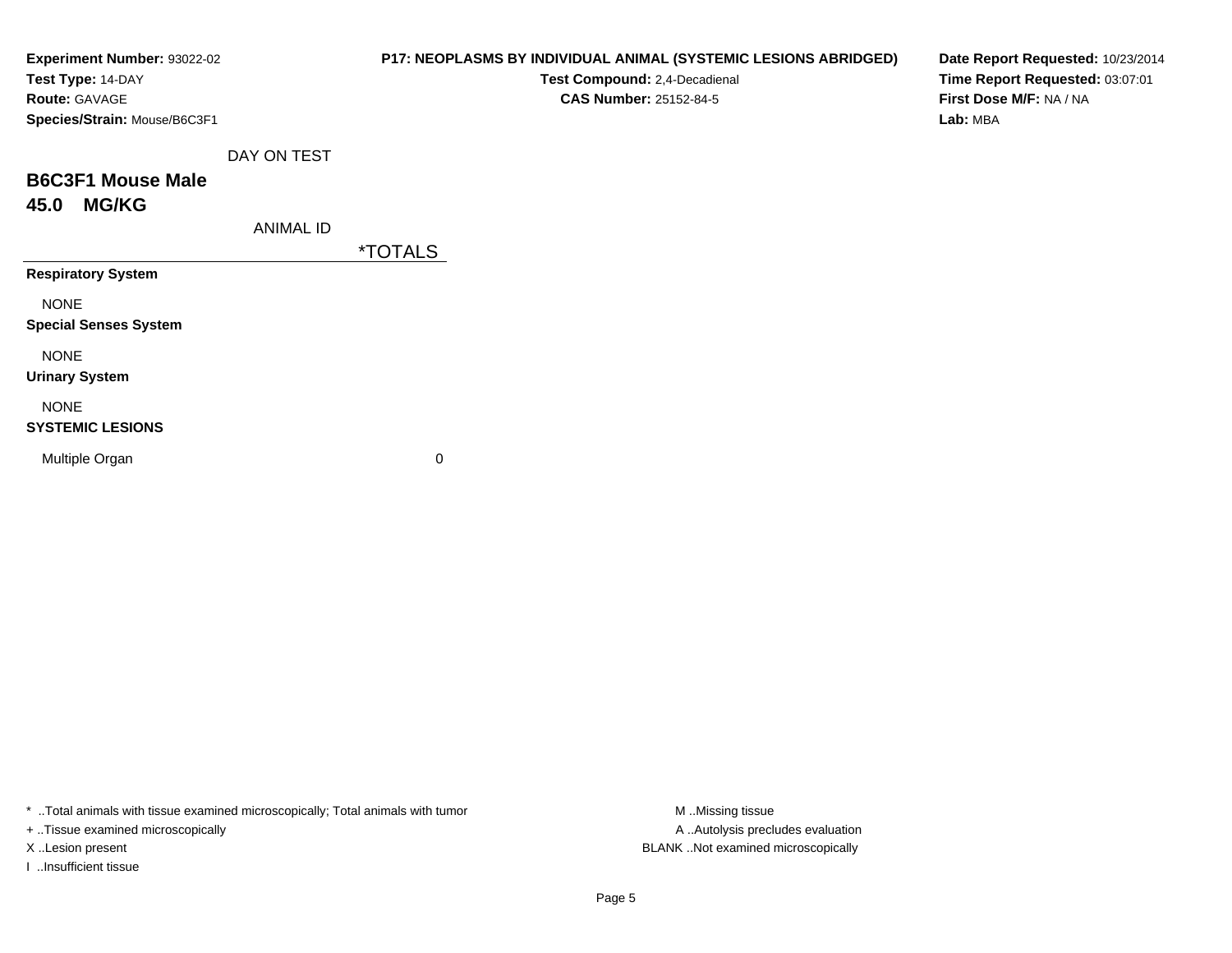**Experiment Number:** 93022-02
**Test Type:** 14-DAY
**Route:** GAVAGE
**Species/Strain:** Mouse/B6C3F1

**P17: NEOPLASMS BY INDIVIDUAL ANIMAL (SYSTEMIC LESIONS ABRIDGED)**
**Test Compound:** 2,4-Decadienal
**CAS Number:** 25152-84-5

**Date Report Requested:** 10/23/2014
**Time Report Requested:** 03:07:01
**First Dose M/F:** NA / NA
**Lab:** MBA

DAY ON TEST

## B6C3F1 Mouse Male
## 45.0 MG/KG

ANIMAL ID

| | *TOTALS |
|---|---|
| **Respiratory System** | |
| NONE | |
| **Special Senses System** | |
| NONE | |
| **Urinary System** | |
| NONE | |
| **SYSTEMIC LESIONS** | |
| Multiple Organ | 0 |

* ..Total animals with tissue examined microscopically; Total animals with tumor
+ ..Tissue examined microscopically
X ..Lesion present
I ..Insufficient tissue

M ..Missing tissue
A ..Autolysis precludes evaluation
BLANK ..Not examined microscopically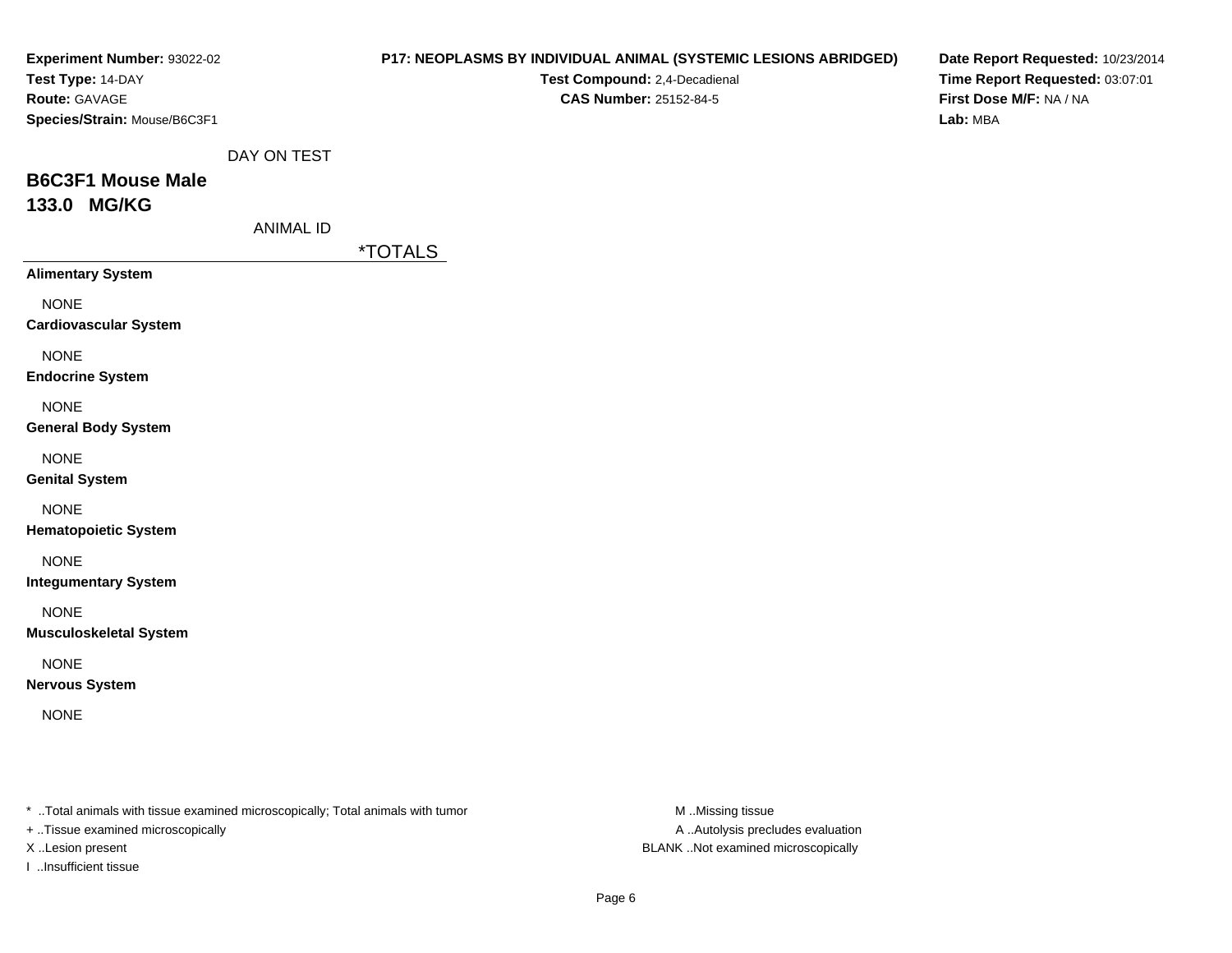**Experiment Number:** 93022-02
**Test Type:** 14-DAY
**Route:** GAVAGE
**Species/Strain:** Mouse/B6C3F1

**P17: NEOPLASMS BY INDIVIDUAL ANIMAL (SYSTEMIC LESIONS ABRIDGED)**
**Test Compound:** 2,4-Decadienal
**CAS Number:** 25152-84-5

**Date Report Requested:** 10/23/2014
**Time Report Requested:** 03:07:01
**First Dose M/F:** NA / NA
**Lab:** MBA

DAY ON TEST

## B6C3F1 Mouse Male
## 133.0 MG/KG

ANIMAL ID

| | *TOTALS |
|---|---|
| **Alimentary System** | |
| NONE | |
| **Cardiovascular System** | |
| NONE | |
| **Endocrine System** | |
| NONE | |
| **General Body System** | |
| NONE | |
| **Genital System** | |
| NONE | |
| **Hematopoietic System** | |
| NONE | |
| **Integumentary System** | |
| NONE | |
| **Musculoskeletal System** | |
| NONE | |
| **Nervous System** | |
| NONE | |

* ..Total animals with tissue examined microscopically; Total animals with tumor
+ ..Tissue examined microscopically
X ..Lesion present
I ..Insufficient tissue

M ..Missing tissue
A ..Autolysis precludes evaluation
BLANK ..Not examined microscopically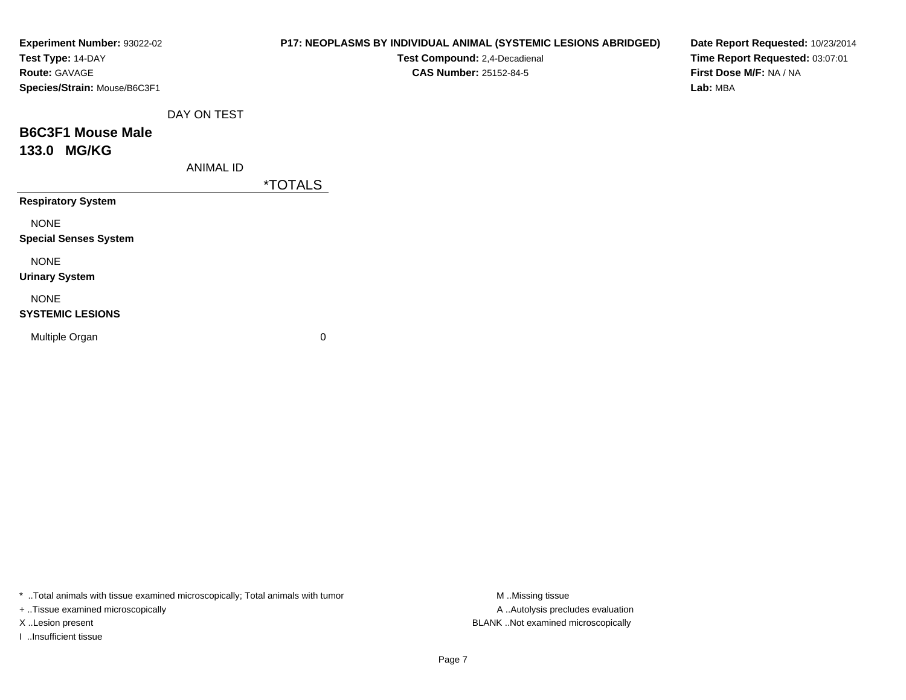**Experiment Number:** 93022-02
**Test Type:** 14-DAY
**Route:** GAVAGE
**Species/Strain:** Mouse/B6C3F1

**P17: NEOPLASMS BY INDIVIDUAL ANIMAL (SYSTEMIC LESIONS ABRIDGED)**
**Test Compound:** 2,4-Decadienal
**CAS Number:** 25152-84-5

**Date Report Requested:** 10/23/2014
**Time Report Requested:** 03:07:01
**First Dose M/F:** NA / NA
**Lab:** MBA

DAY ON TEST

## B6C3F1 Mouse Male
## 133.0 MG/KG

| ANIMAL ID | *TOTALS |
|---|---|
| **Respiratory System** | |
| NONE | |
| **Special Senses System** | |
| NONE | |
| **Urinary System** | |
| NONE | |
| **SYSTEMIC LESIONS** | |
| Multiple Organ | 0 |

* ..Total animals with tissue examined microscopically; Total animals with tumor
+ ..Tissue examined microscopically
X ..Lesion present
I ..Insufficient tissue

M ..Missing tissue
A ..Autolysis precludes evaluation
BLANK ..Not examined microscopically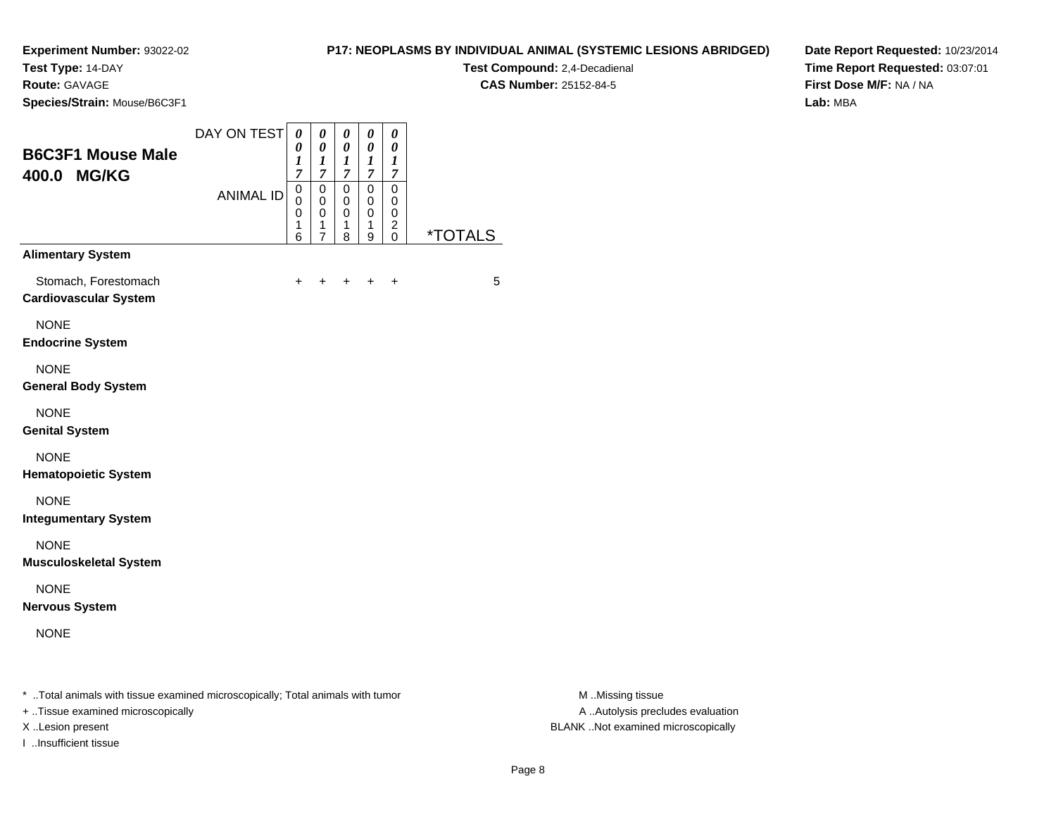**Experiment Number:** 93022-02
**Test Type:** 14-DAY
**Route:** GAVAGE
**Species/Strain:** Mouse/B6C3F1

**P17: NEOPLASMS BY INDIVIDUAL ANIMAL (SYSTEMIC LESIONS ABRIDGED)**
**Test Compound:** 2,4-Decadienal
**CAS Number:** 25152-84-5

**Date Report Requested:** 10/23/2014
**Time Report Requested:** 03:07:01
**First Dose M/F:** NA / NA
**Lab:** MBA

## B6C3F1 Mouse Male 400.0 MG/KG

| DAY ON TEST | 0017 | 0017 | 0017 | 0017 | 0017 | |
|---|---|---|---|---|---|---|
| ANIMAL ID | 00016 | 00017 | 00018 | 00019 | 00020 | *TOTALS |
| **Alimentary System** | | | | | | |
| Stomach, Forestomach | + | + | + | + | + | 5 |
| **Cardiovascular System** | | | | | | |
| NONE | | | | | | |
| **Endocrine System** | | | | | | |
| NONE | | | | | | |
| **General Body System** | | | | | | |
| NONE | | | | | | |
| **Genital System** | | | | | | |
| NONE | | | | | | |
| **Hematopoietic System** | | | | | | |
| NONE | | | | | | |
| **Integumentary System** | | | | | | |
| NONE | | | | | | |
| **Musculoskeletal System** | | | | | | |
| NONE | | | | | | |
| **Nervous System** | | | | | | |
| NONE | | | | | | |

* ..Total animals with tissue examined microscopically; Total animals with tumor
+ ..Tissue examined microscopically
X ..Lesion present
I ..Insufficient tissue

M ..Missing tissue
A ..Autolysis precludes evaluation
BLANK ..Not examined microscopically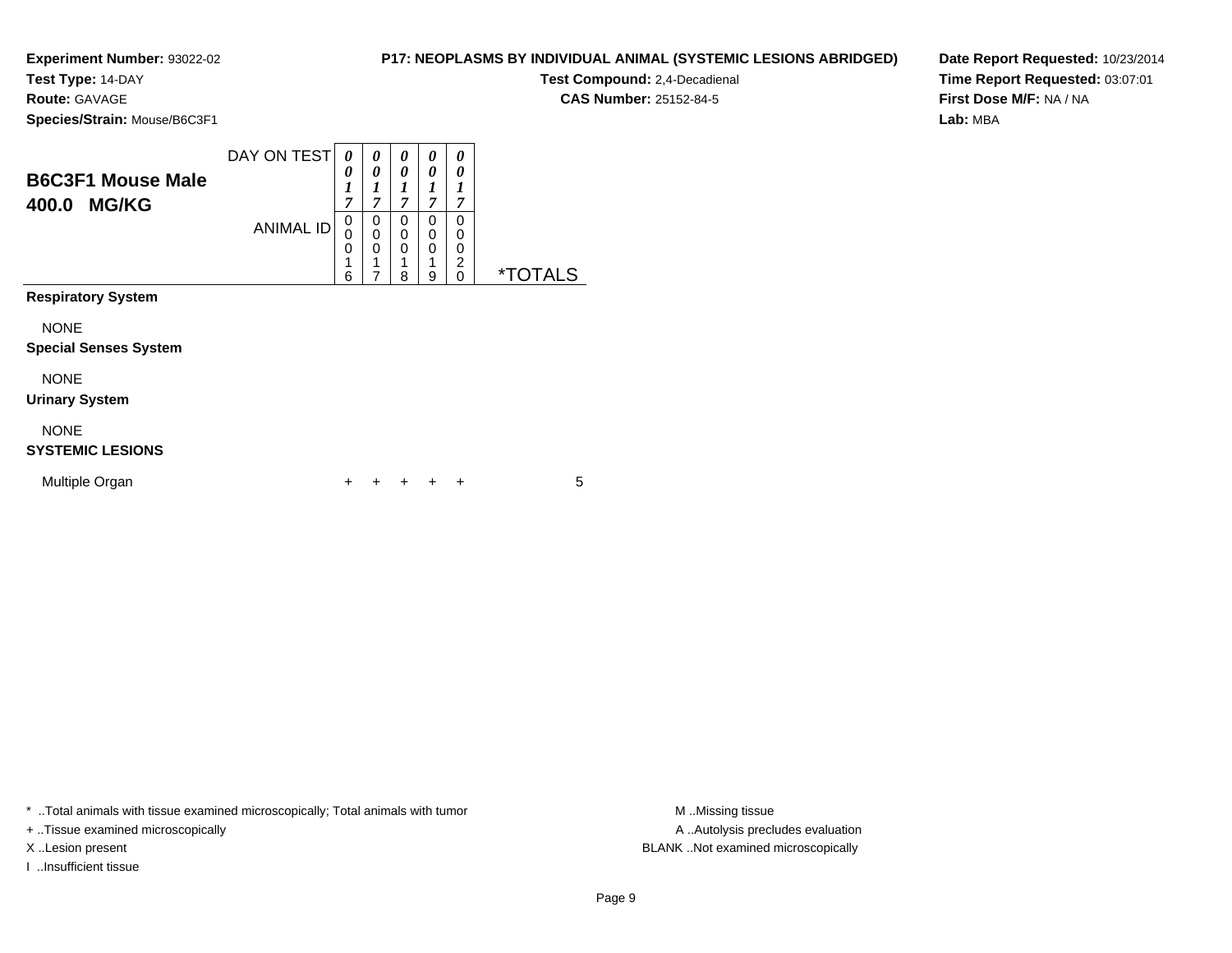**Experiment Number:** 93022-02
**Test Type:** 14-DAY
**Route:** GAVAGE
**Species/Strain:** Mouse/B6C3F1

**P17: NEOPLASMS BY INDIVIDUAL ANIMAL (SYSTEMIC LESIONS ABRIDGED)**
**Test Compound:** 2,4-Decadienal
**CAS Number:** 25152-84-5

**Date Report Requested:** 10/23/2014
**Time Report Requested:** 03:07:01
**First Dose M/F:** NA / NA
**Lab:** MBA

## B6C3F1 Mouse Male 400.0 MG/KG

| DAY ON TEST | 0017 | 0017 | 0017 | 0017 | 0017 | |
|---|---|---|---|---|---|---|
| **ANIMAL ID** | 00016 | 00017 | 00018 | 00019 | 00020 | ***TOTALS** |
| **Respiratory System** | | | | | | |
| NONE | | | | | | |
| **Special Senses System** | | | | | | |
| NONE | | | | | | |
| **Urinary System** | | | | | | |
| NONE | | | | | | |
| **SYSTEMIC LESIONS** | | | | | | |
| Multiple Organ | + | + | + | + | + | 5 |

* ..Total animals with tissue examined microscopically; Total animals with tumor
+ ..Tissue examined microscopically
X ..Lesion present
I ..Insufficient tissue

M ..Missing tissue
A ..Autolysis precludes evaluation
BLANK ..Not examined microscopically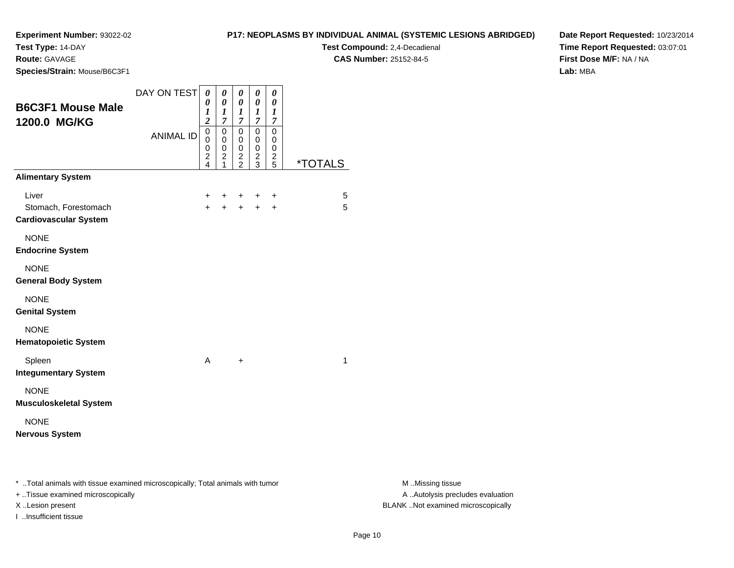**Experiment Number:** 93022-02
**Test Type:** 14-DAY
**Route:** GAVAGE
**Species/Strain:** Mouse/B6C3F1

**P17: NEOPLASMS BY INDIVIDUAL ANIMAL (SYSTEMIC LESIONS ABRIDGED)**
**Test Compound:** 2,4-Decadienal
**CAS Number:** 25152-84-5

**Date Report Requested:** 10/23/2014
**Time Report Requested:** 03:07:01
**First Dose M/F:** NA / NA
**Lab:** MBA

## B6C3F1 Mouse Male 1200.0 MG/KG

| DAY ON TEST | 0012 | 0017 | 0017 | 0017 | 0017 | |
|---|---|---|---|---|---|---|
| ANIMAL ID | 00024 | 00021 | 00022 | 00023 | 00025 | *TOTALS |
| **Alimentary System** | | | | | | |
| Liver | + | + | + | + | + | 5 |
| Stomach, Forestomach | + | + | + | + | + | 5 |
| **Cardiovascular System** | | | | | | |
| NONE | | | | | | |
| **Endocrine System** | | | | | | |
| NONE | | | | | | |
| **General Body System** | | | | | | |
| NONE | | | | | | |
| **Genital System** | | | | | | |
| NONE | | | | | | |
| **Hematopoietic System** | | | | | | |
| Spleen | A | | + | | | 1 |
| **Integumentary System** | | | | | | |
| NONE | | | | | | |
| **Musculoskeletal System** | | | | | | |
| NONE | | | | | | |
| **Nervous System** | | | | | | |

* ..Total animals with tissue examined microscopically; Total animals with tumor
+ ..Tissue examined microscopically
X ..Lesion present
I ..Insufficient tissue

M ..Missing tissue
A ..Autolysis precludes evaluation
BLANK ..Not examined microscopically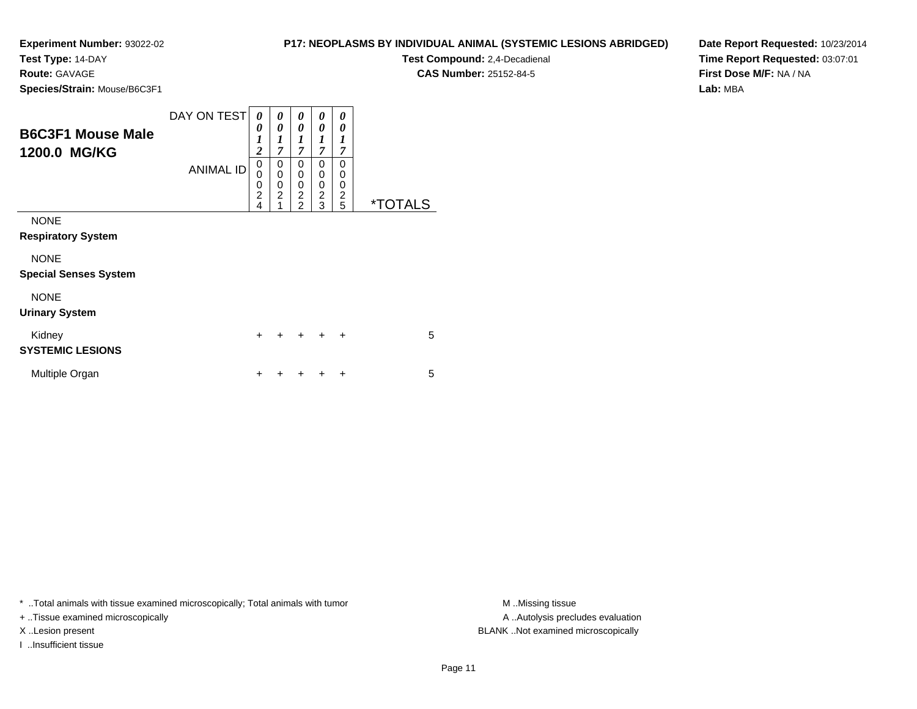**Experiment Number:** 93022-02
**Test Type:** 14-DAY
**Route:** GAVAGE
**Species/Strain:** Mouse/B6C3F1

**P17: NEOPLASMS BY INDIVIDUAL ANIMAL (SYSTEMIC LESIONS ABRIDGED)**
**Test Compound:** 2,4-Decadienal
**CAS Number:** 25152-84-5

**Date Report Requested:** 10/23/2014
**Time Report Requested:** 03:07:01
**First Dose M/F:** NA / NA
**Lab:** MBA

## B6C3F1 Mouse Male 1200.0 MG/KG

| DAY ON TEST | 0012 | 0017 | 0017 | 0017 | 0017 | |
|---|---|---|---|---|---|---|
| **ANIMAL ID** | 00024 | 00021 | 00022 | 00023 | 00025 | ***TOTALS** |
| NONE | | | | | | |
| **Respiratory System** | | | | | | |
| NONE | | | | | | |
| **Special Senses System** | | | | | | |
| NONE | | | | | | |
| **Urinary System** | | | | | | |
| Kidney | + | + | + | + | + | 5 |
| **SYSTEMIC LESIONS** | | | | | | |
| Multiple Organ | + | + | + | + | + | 5 |

* ..Total animals with tissue examined microscopically; Total animals with tumor
+ ..Tissue examined microscopically
X ..Lesion present
I ..Insufficient tissue

M ..Missing tissue
A ..Autolysis precludes evaluation
BLANK ..Not examined microscopically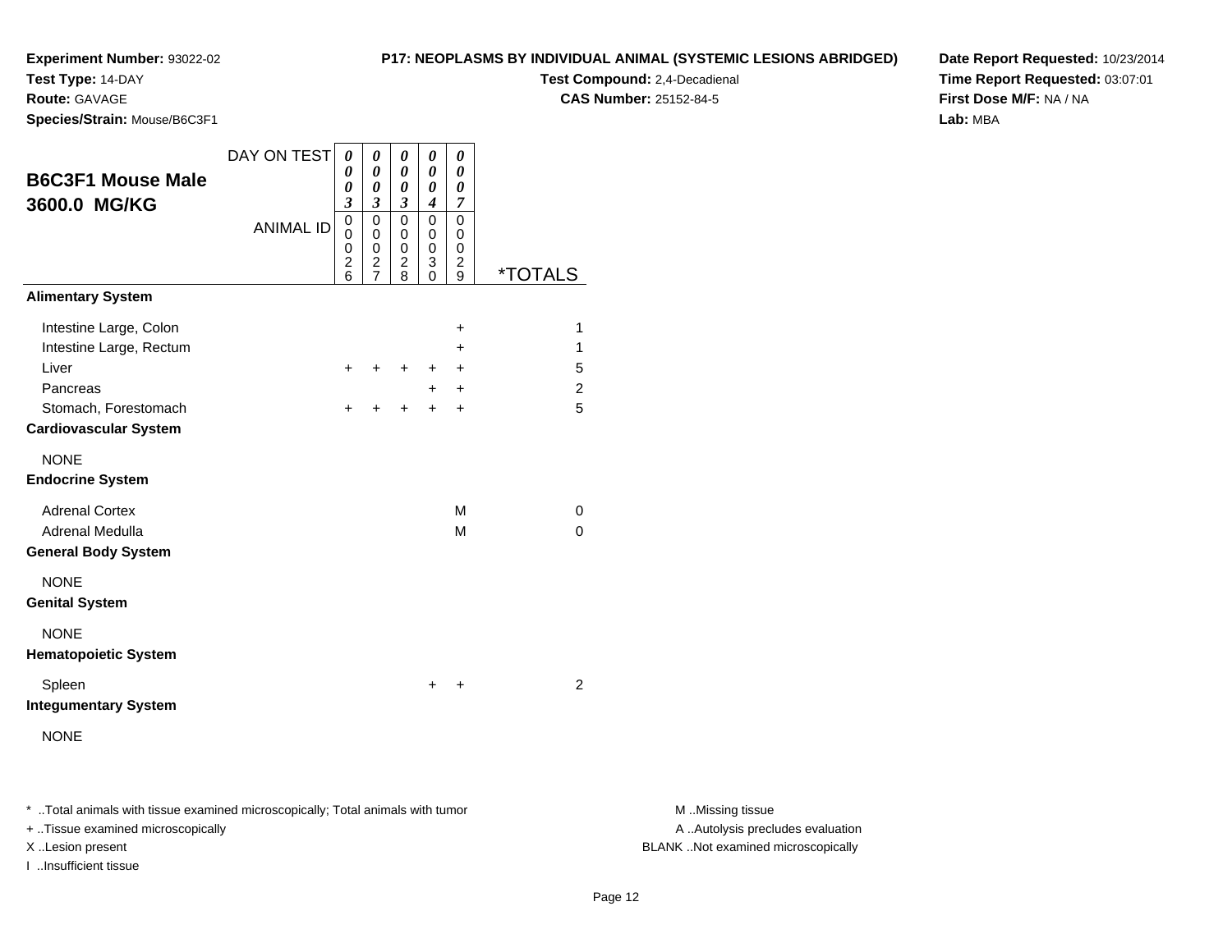**Experiment Number:** 93022-02
**Test Type:** 14-DAY
**Route:** GAVAGE
**Species/Strain:** Mouse/B6C3F1

**P17: NEOPLASMS BY INDIVIDUAL ANIMAL (SYSTEMIC LESIONS ABRIDGED)**
**Test Compound:** 2,4-Decadienal
**CAS Number:** 25152-84-5

**Date Report Requested:** 10/23/2014
**Time Report Requested:** 03:07:01
**First Dose M/F:** NA / NA
**Lab:** MBA

## B6C3F1 Mouse Male 3600.0 MG/KG

| DAY ON TEST | 0003 | 0003 | 0003 | 0004 | 0007 | |
|---|---|---|---|---|---|---|
| ANIMAL ID | 00026 | 00027 | 00028 | 00030 | 00029 | *TOTALS |
| **Alimentary System** | | | | | | |
| Intestine Large, Colon | | | | | + | 1 |
| Intestine Large, Rectum | | | | | + | 1 |
| Liver | + | + | + | + | + | 5 |
| Pancreas | | | | + | + | 2 |
| Stomach, Forestomach | + | + | + | + | + | 5 |
| **Cardiovascular System** | | | | | | |
| NONE | | | | | | |
| **Endocrine System** | | | | | | |
| Adrenal Cortex | | | | | M | 0 |
| Adrenal Medulla | | | | | M | 0 |
| **General Body System** | | | | | | |
| NONE | | | | | | |
| **Genital System** | | | | | | |
| NONE | | | | | | |
| **Hematopoietic System** | | | | | | |
| Spleen | | | | + | + | 2 |
| **Integumentary System** | | | | | | |
| NONE | | | | | | |

* ..Total animals with tissue examined microscopically; Total animals with tumor
+ ..Tissue examined microscopically
X ..Lesion present
I ..Insufficient tissue

M ..Missing tissue
A ..Autolysis precludes evaluation
BLANK ..Not examined microscopically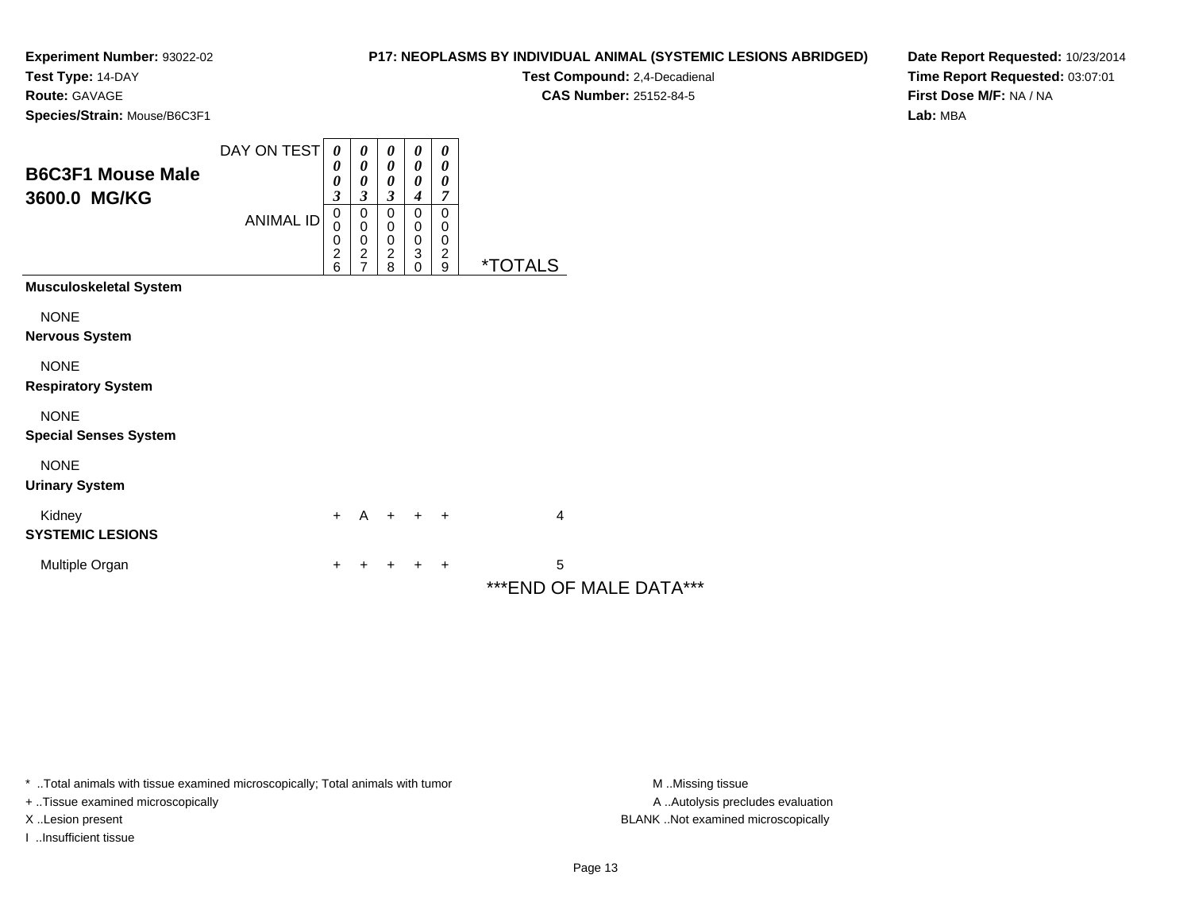**Experiment Number:** 93022-02
**Test Type:** 14-DAY
**Route:** GAVAGE
**Species/Strain:** Mouse/B6C3F1

**P17: NEOPLASMS BY INDIVIDUAL ANIMAL (SYSTEMIC LESIONS ABRIDGED)**
**Test Compound:** 2,4-Decadienal
**CAS Number:** 25152-84-5

**Date Report Requested:** 10/23/2014
**Time Report Requested:** 03:07:01
**First Dose M/F:** NA / NA
**Lab:** MBA

## B6C3F1 Mouse Male 3600.0 MG/KG

| DAY ON TEST | 0003 | 0003 | 0003 | 0004 | 0007 | |
|---|---|---|---|---|---|---|
| ANIMAL ID | 00026 | 00027 | 00028 | 00030 | 00029 | *TOTALS |
| **Musculoskeletal System** | | | | | | |
| NONE | | | | | | |
| **Nervous System** | | | | | | |
| NONE | | | | | | |
| **Respiratory System** | | | | | | |
| NONE | | | | | | |
| **Special Senses System** | | | | | | |
| NONE | | | | | | |
| **Urinary System** | | | | | | |
| Kidney | + | A | + | + | + | 4 |
| **SYSTEMIC LESIONS** | | | | | | |
| Multiple Organ | + | + | + | + | + | 5 |

***END OF MALE DATA***

* ..Total animals with tissue examined microscopically; Total animals with tumor
+ ..Tissue examined microscopically
X ..Lesion present
I ..Insufficient tissue

M ..Missing tissue
A ..Autolysis precludes evaluation
BLANK ..Not examined microscopically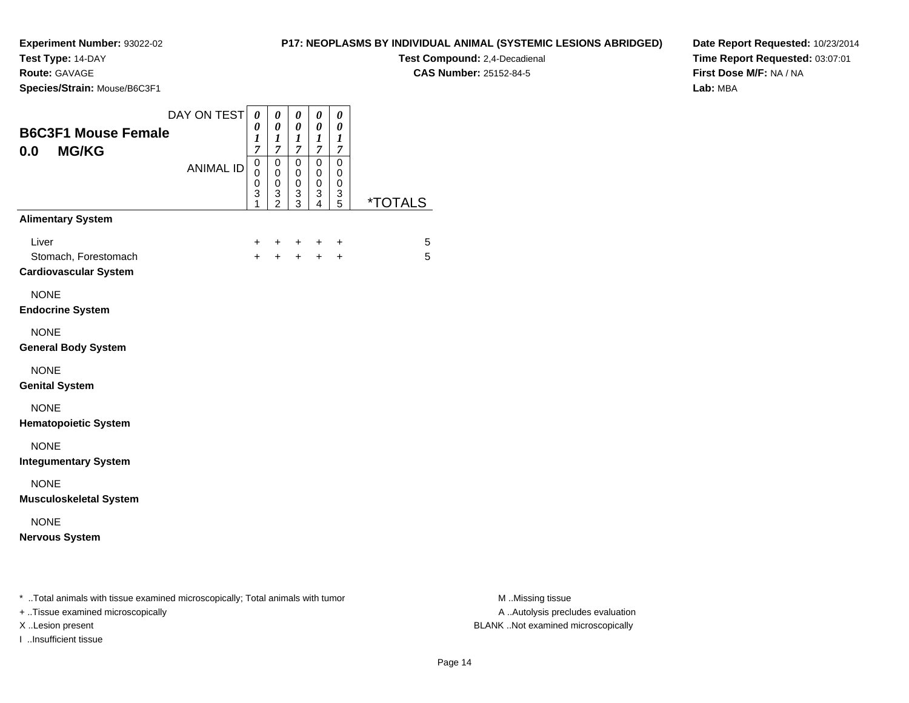**Experiment Number:** 93022-02
**Test Type:** 14-DAY
**Route:** GAVAGE
**Species/Strain:** Mouse/B6C3F1

**P17: NEOPLASMS BY INDIVIDUAL ANIMAL (SYSTEMIC LESIONS ABRIDGED)**
**Test Compound:** 2,4-Decadienal
**CAS Number:** 25152-84-5

**Date Report Requested:** 10/23/2014
**Time Report Requested:** 03:07:01
**First Dose M/F:** NA / NA
**Lab:** MBA

## B6C3F1 Mouse Female
## 0.0 MG/KG

| DAY ON TEST | 0017 | 0017 | 0017 | 0017 | 0017 | |
|---|---|---|---|---|---|---|
| ANIMAL ID | 00031 | 00032 | 00033 | 00034 | 00035 | *TOTALS |
| **Alimentary System** | | | | | | |
| Liver | + | + | + | + | + | 5 |
| Stomach, Forestomach | + | + | + | + | + | 5 |
| **Cardiovascular System** | | | | | | |
| NONE | | | | | | |
| **Endocrine System** | | | | | | |
| NONE | | | | | | |
| **General Body System** | | | | | | |
| NONE | | | | | | |
| **Genital System** | | | | | | |
| NONE | | | | | | |
| **Hematopoietic System** | | | | | | |
| NONE | | | | | | |
| **Integumentary System** | | | | | | |
| NONE | | | | | | |
| **Musculoskeletal System** | | | | | | |
| NONE | | | | | | |
| **Nervous System** | | | | | | |

\* ..Total animals with tissue examined microscopically; Total animals with tumor
+ ..Tissue examined microscopically
X ..Lesion present
I ..Insufficient tissue

M ..Missing tissue
A ..Autolysis precludes evaluation
BLANK ..Not examined microscopically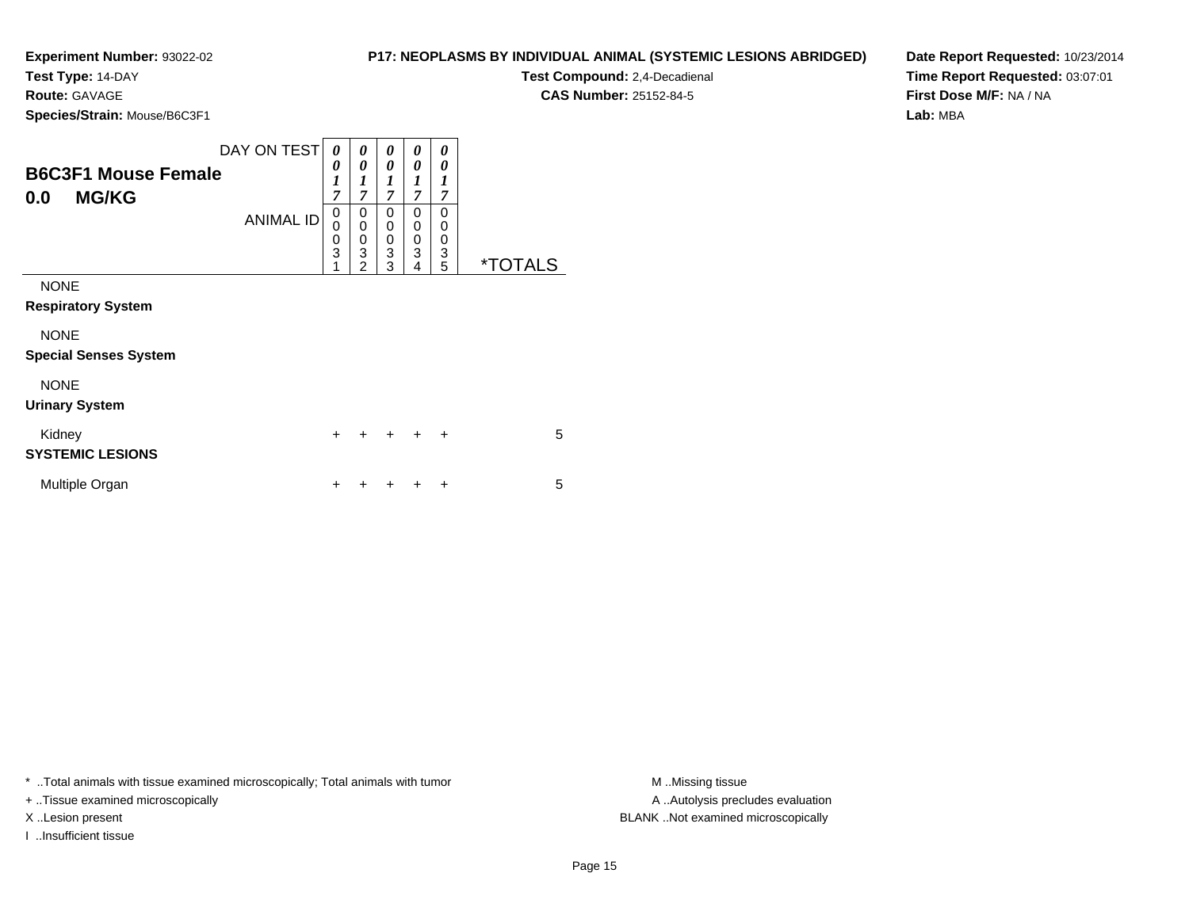**Experiment Number:** 93022-02
**Test Type:** 14-DAY
**Route:** GAVAGE
**Species/Strain:** Mouse/B6C3F1

**P17: NEOPLASMS BY INDIVIDUAL ANIMAL (SYSTEMIC LESIONS ABRIDGED)**
**Test Compound:** 2,4-Decadienal
**CAS Number:** 25152-84-5

**Date Report Requested:** 10/23/2014
**Time Report Requested:** 03:07:01
**First Dose M/F:** NA / NA
**Lab:** MBA

## B6C3F1 Mouse Female
## 0.0 MG/KG

| DAY ON TEST | 0017 | 0017 | 0017 | 0017 | 0017 | |
|---|---|---|---|---|---|---|
| ANIMAL ID | 00031 | 00032 | 00033 | 00034 | 00035 | *TOTALS |
| NONE | | | | | | |
| **Respiratory System** | | | | | | |
| NONE | | | | | | |
| **Special Senses System** | | | | | | |
| NONE | | | | | | |
| **Urinary System** | | | | | | |
| Kidney | + | + | + | + | + | 5 |
| **SYSTEMIC LESIONS** | | | | | | |
| Multiple Organ | + | + | + | + | + | 5 |

* ..Total animals with tissue examined microscopically; Total animals with tumor
+ ..Tissue examined microscopically
X ..Lesion present
I ..Insufficient tissue

M ..Missing tissue
A ..Autolysis precludes evaluation
BLANK ..Not examined microscopically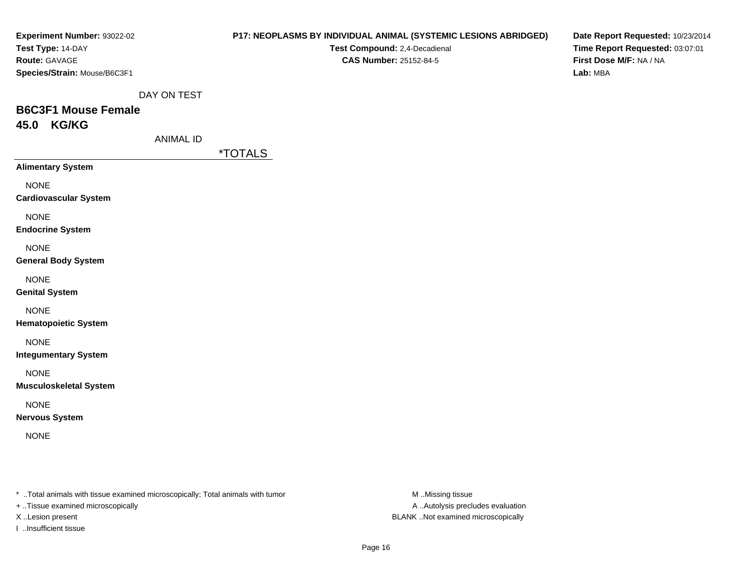**Experiment Number:** 93022-02
**Test Type:** 14-DAY
**Route:** GAVAGE
**Species/Strain:** Mouse/B6C3F1

**P17: NEOPLASMS BY INDIVIDUAL ANIMAL (SYSTEMIC LESIONS ABRIDGED)**
**Test Compound:** 2,4-Decadienal
**CAS Number:** 25152-84-5

**Date Report Requested:** 10/23/2014
**Time Report Requested:** 03:07:01
**First Dose M/F:** NA / NA
**Lab:** MBA

DAY ON TEST

## B6C3F1 Mouse Female
## 45.0 KG/KG

ANIMAL ID

| | *TOTALS |
|---|---|
| **Alimentary System** | |
| NONE | |
| **Cardiovascular System** | |
| NONE | |
| **Endocrine System** | |
| NONE | |
| **General Body System** | |
| NONE | |
| **Genital System** | |
| NONE | |
| **Hematopoietic System** | |
| NONE | |
| **Integumentary System** | |
| NONE | |
| **Musculoskeletal System** | |
| NONE | |
| **Nervous System** | |
| NONE | |

* ..Total animals with tissue examined microscopically; Total animals with tumor
+ ..Tissue examined microscopically
X ..Lesion present
I ..Insufficient tissue

M ..Missing tissue
A ..Autolysis precludes evaluation
BLANK ..Not examined microscopically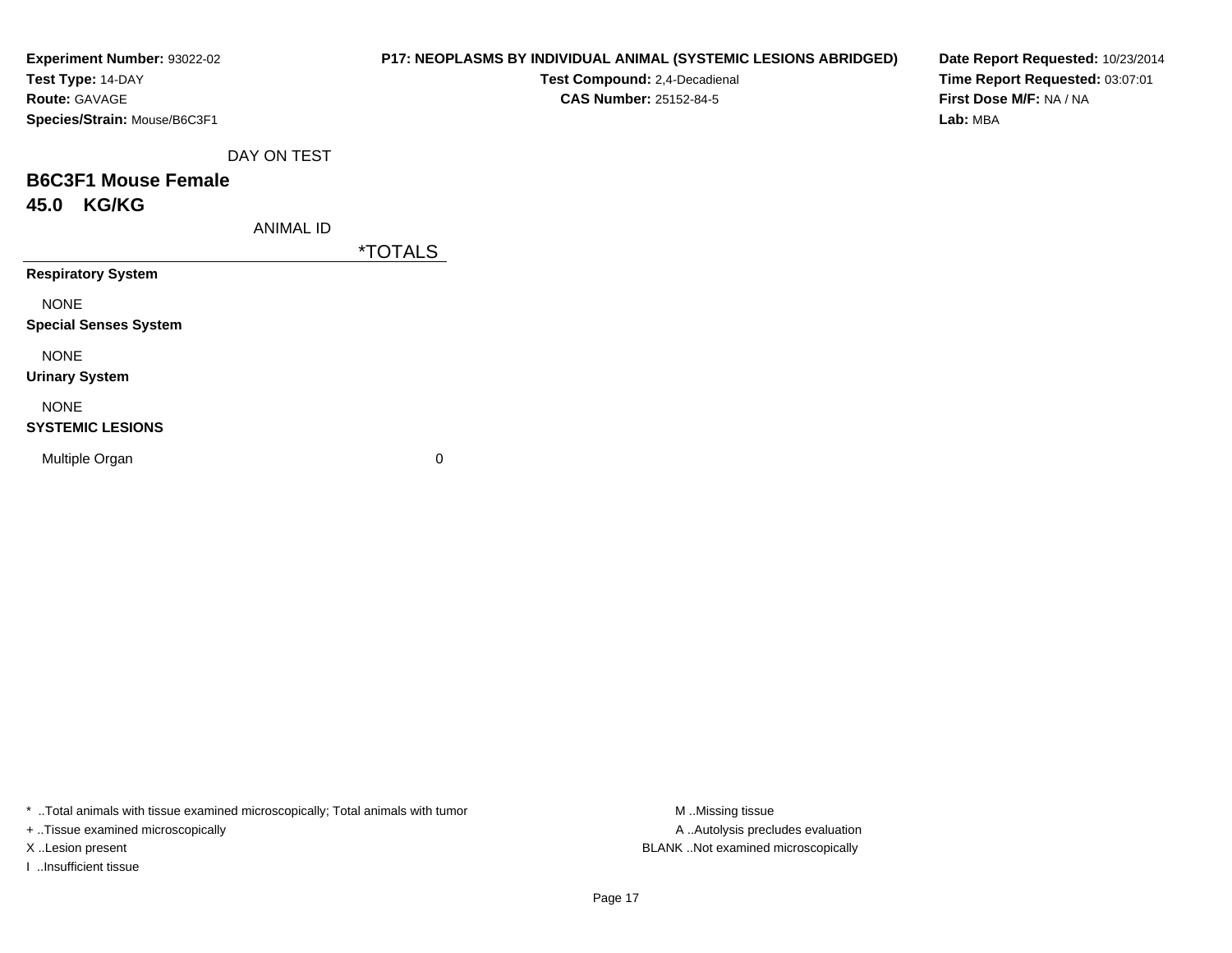**Experiment Number:** 93022-02
**Test Type:** 14-DAY
**Route:** GAVAGE
**Species/Strain:** Mouse/B6C3F1

**P17: NEOPLASMS BY INDIVIDUAL ANIMAL (SYSTEMIC LESIONS ABRIDGED)**
**Test Compound:** 2,4-Decadienal
**CAS Number:** 25152-84-5

**Date Report Requested:** 10/23/2014
**Time Report Requested:** 03:07:01
**First Dose M/F:** NA / NA
**Lab:** MBA

DAY ON TEST

## B6C3F1 Mouse Female
## 45.0 KG/KG

| ANIMAL ID | *TOTALS |
|---|---|
| **Respiratory System** | |
| NONE | |
| **Special Senses System** | |
| NONE | |
| **Urinary System** | |
| NONE | |
| **SYSTEMIC LESIONS** | |
| Multiple Organ | 0 |

* ..Total animals with tissue examined microscopically; Total animals with tumor
+ ..Tissue examined microscopically
X ..Lesion present
I ..Insufficient tissue

M ..Missing tissue
A ..Autolysis precludes evaluation
BLANK ..Not examined microscopically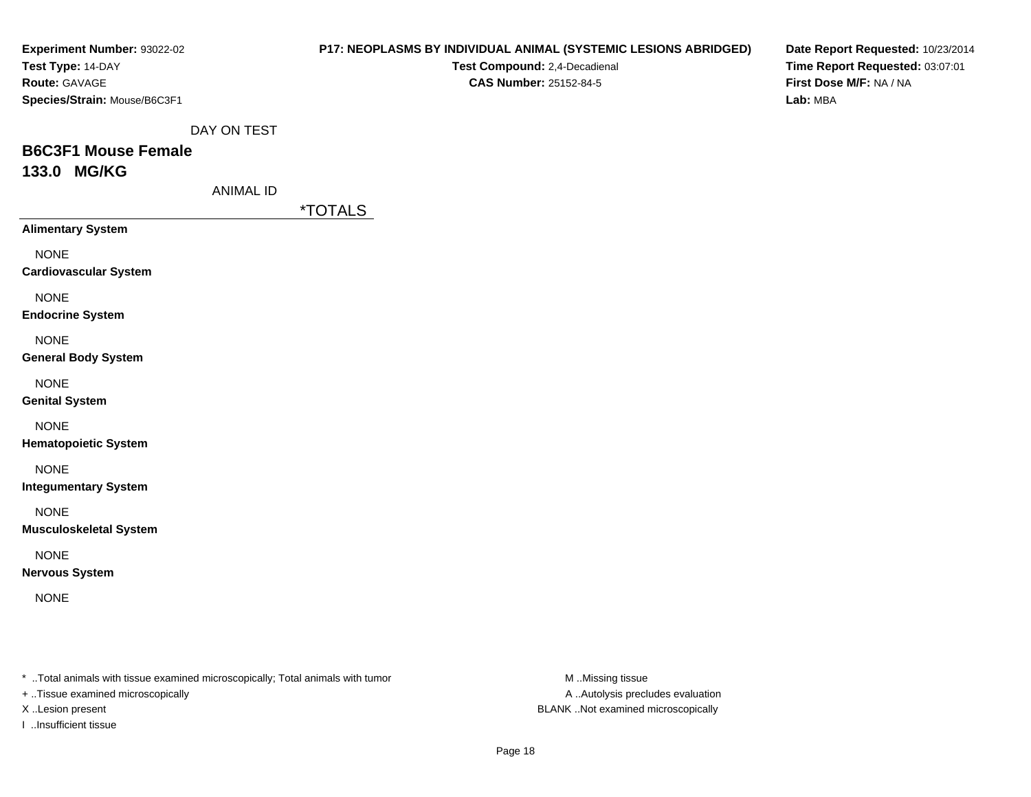**Experiment Number:** 93022-02
**Test Type:** 14-DAY
**Route:** GAVAGE
**Species/Strain:** Mouse/B6C3F1

**P17: NEOPLASMS BY INDIVIDUAL ANIMAL (SYSTEMIC LESIONS ABRIDGED)**
**Test Compound:** 2,4-Decadienal
**CAS Number:** 25152-84-5

**Date Report Requested:** 10/23/2014
**Time Report Requested:** 03:07:01
**First Dose M/F:** NA / NA
**Lab:** MBA

DAY ON TEST

## B6C3F1 Mouse Female
## 133.0 MG/KG

ANIMAL ID

| | *TOTALS |
|---|---|
| **Alimentary System** | |
| NONE | |
| **Cardiovascular System** | |
| NONE | |
| **Endocrine System** | |
| NONE | |
| **General Body System** | |
| NONE | |
| **Genital System** | |
| NONE | |
| **Hematopoietic System** | |
| NONE | |
| **Integumentary System** | |
| NONE | |
| **Musculoskeletal System** | |
| NONE | |
| **Nervous System** | |
| NONE | |

* ..Total animals with tissue examined microscopically; Total animals with tumor
+ ..Tissue examined microscopically
X ..Lesion present
I ..Insufficient tissue

M ..Missing tissue
A ..Autolysis precludes evaluation
BLANK ..Not examined microscopically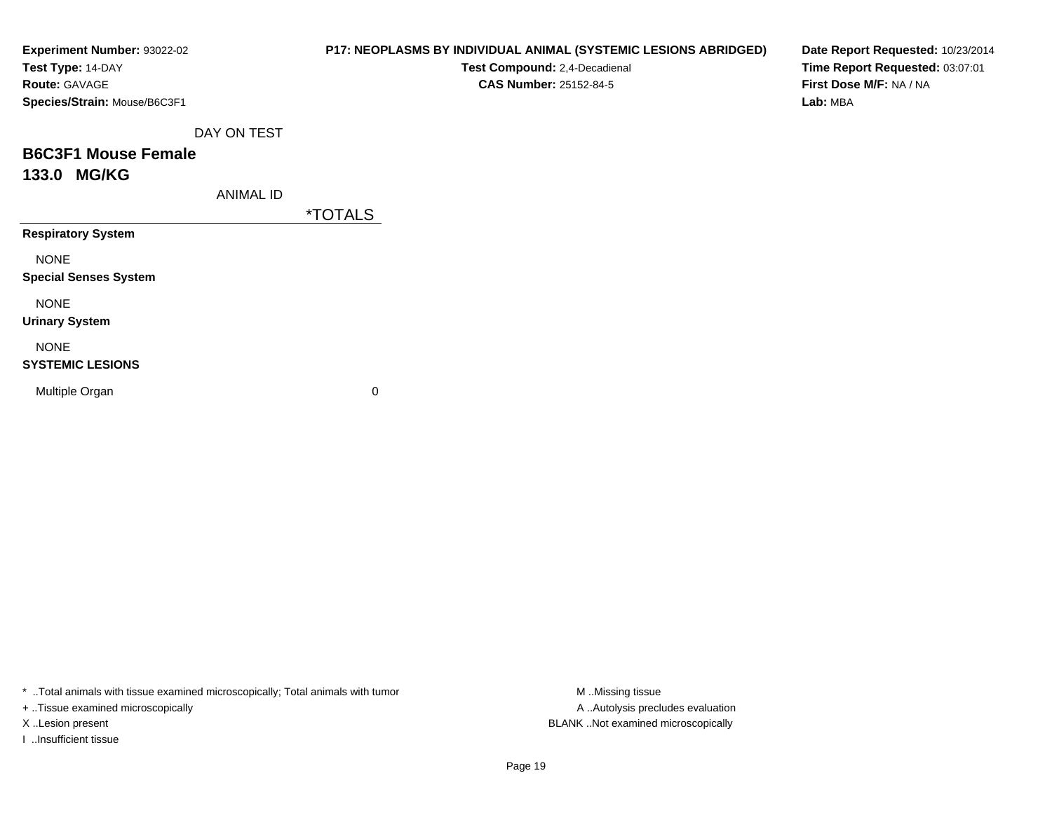**Experiment Number:** 93022-02
**Test Type:** 14-DAY
**Route:** GAVAGE
**Species/Strain:** Mouse/B6C3F1

**P17: NEOPLASMS BY INDIVIDUAL ANIMAL (SYSTEMIC LESIONS ABRIDGED)**
**Test Compound:** 2,4-Decadienal
**CAS Number:** 25152-84-5

**Date Report Requested:** 10/23/2014
**Time Report Requested:** 03:07:01
**First Dose M/F:** NA / NA
**Lab:** MBA

DAY ON TEST

## B6C3F1 Mouse Female
## 133.0 MG/KG

| ANIMAL ID | *TOTALS |
|---|---|
| **Respiratory System** | |
| NONE | |
| **Special Senses System** | |
| NONE | |
| **Urinary System** | |
| NONE | |
| **SYSTEMIC LESIONS** | |
| Multiple Organ | 0 |

* ..Total animals with tissue examined microscopically; Total animals with tumor
+ ..Tissue examined microscopically
X ..Lesion present
I ..Insufficient tissue

M ..Missing tissue
A ..Autolysis precludes evaluation
BLANK ..Not examined microscopically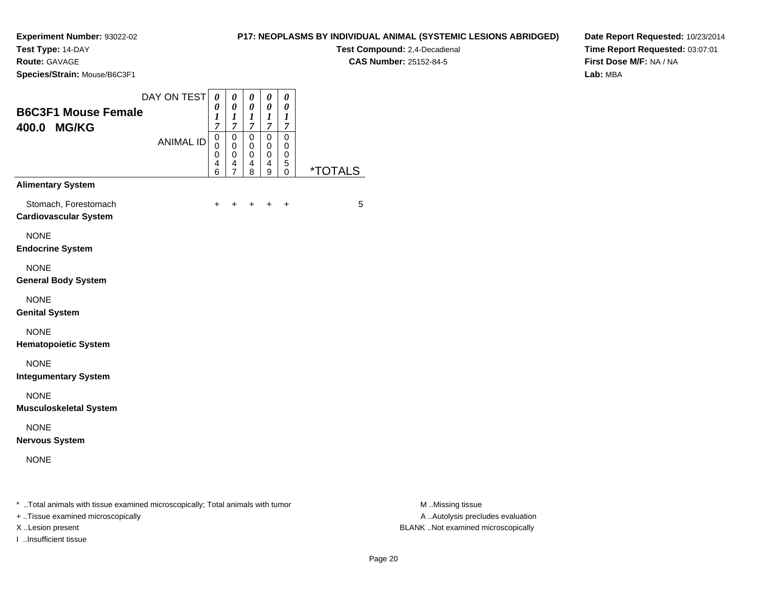**Experiment Number:** 93022-02
**Test Type:** 14-DAY
**Route:** GAVAGE
**Species/Strain:** Mouse/B6C3F1

**P17: NEOPLASMS BY INDIVIDUAL ANIMAL (SYSTEMIC LESIONS ABRIDGED)**
**Test Compound:** 2,4-Decadienal
**CAS Number:** 25152-84-5

**Date Report Requested:** 10/23/2014
**Time Report Requested:** 03:07:01
**First Dose M/F:** NA / NA
**Lab:** MBA

## B6C3F1 Mouse Female 400.0 MG/KG

| DAY ON TEST | 0017 | 0017 | 0017 | 0017 | 0017 | |
|---|---|---|---|---|---|---|
| ANIMAL ID | 00046 | 00047 | 00048 | 00049 | 00050 | *TOTALS |
| **Alimentary System** | | | | | | |
| Stomach, Forestomach | + | + | + | + | + | 5 |
| **Cardiovascular System** | | | | | | |
| NONE | | | | | | |
| **Endocrine System** | | | | | | |
| NONE | | | | | | |
| **General Body System** | | | | | | |
| NONE | | | | | | |
| **Genital System** | | | | | | |
| NONE | | | | | | |
| **Hematopoietic System** | | | | | | |
| NONE | | | | | | |
| **Integumentary System** | | | | | | |
| NONE | | | | | | |
| **Musculoskeletal System** | | | | | | |
| NONE | | | | | | |
| **Nervous System** | | | | | | |
| NONE | | | | | | |

* ..Total animals with tissue examined microscopically; Total animals with tumor
+ ..Tissue examined microscopically
X ..Lesion present
I ..Insufficient tissue

M ..Missing tissue
A ..Autolysis precludes evaluation
BLANK ..Not examined microscopically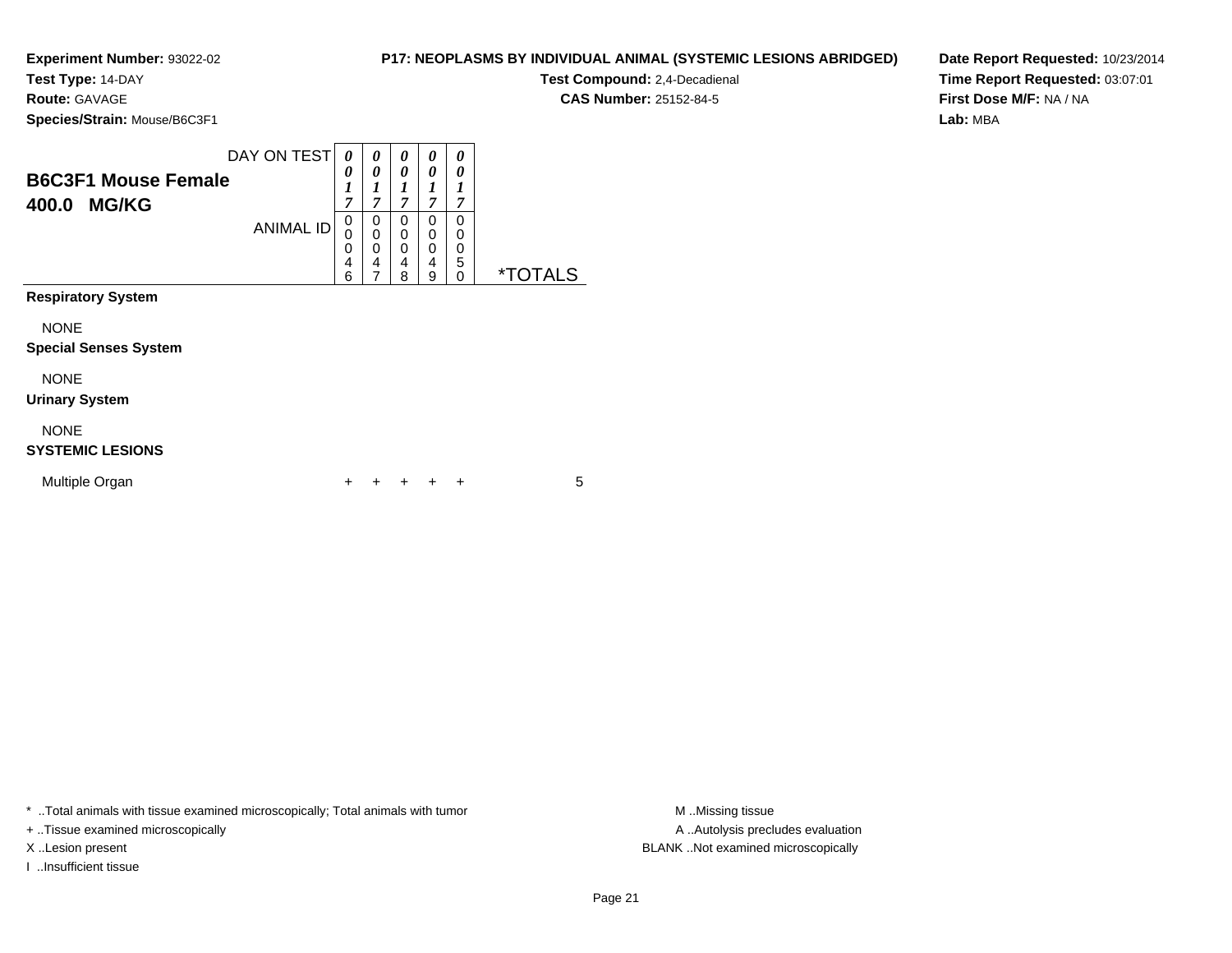**Experiment Number:** 93022-02
**Test Type:** 14-DAY
**Route:** GAVAGE
**Species/Strain:** Mouse/B6C3F1

**P17: NEOPLASMS BY INDIVIDUAL ANIMAL (SYSTEMIC LESIONS ABRIDGED)**
**Test Compound:** 2,4-Decadienal
**CAS Number:** 25152-84-5

**Date Report Requested:** 10/23/2014
**Time Report Requested:** 03:07:01
**First Dose M/F:** NA / NA
**Lab:** MBA

**B6C3F1 Mouse Female**
**400.0 MG/KG**

| DAY ON TEST | 0017 | 0017 | 0017 | 0017 | 0017 | |
|---|---|---|---|---|---|---|
| ANIMAL ID | 00046 | 00047 | 00048 | 00049 | 00050 | *TOTALS |
| **Respiratory System** | | | | | | |
| NONE | | | | | | |
| **Special Senses System** | | | | | | |
| NONE | | | | | | |
| **Urinary System** | | | | | | |
| NONE | | | | | | |
| **SYSTEMIC LESIONS** | | | | | | |
| Multiple Organ | + | + | + | + | + | 5 |

* ..Total animals with tissue examined microscopically; Total animals with tumor
+ ..Tissue examined microscopically
X ..Lesion present
I ..Insufficient tissue

M ..Missing tissue
A ..Autolysis precludes evaluation
BLANK ..Not examined microscopically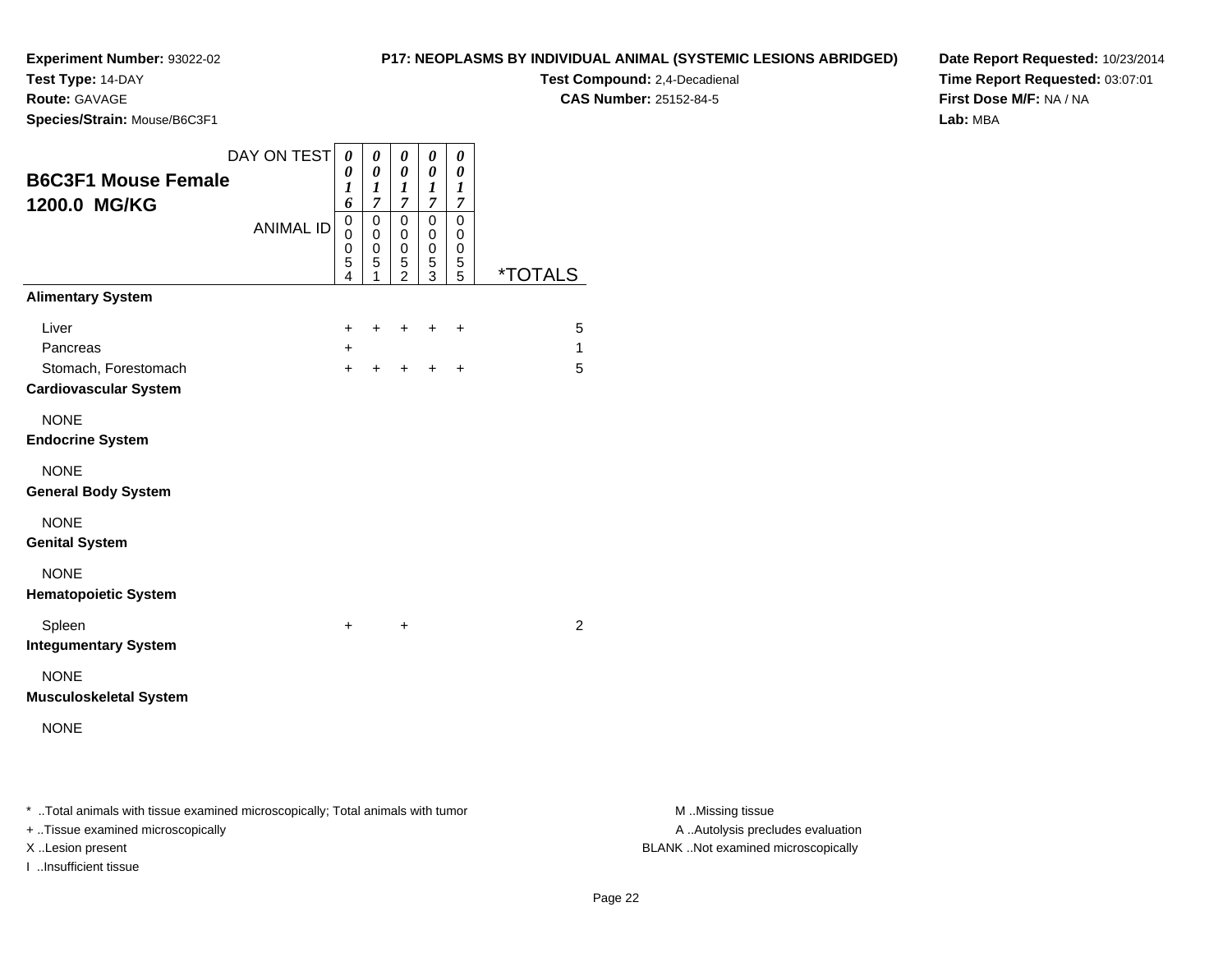**Experiment Number:** 93022-02
**Test Type:** 14-DAY
**Route:** GAVAGE
**Species/Strain:** Mouse/B6C3F1

**P17: NEOPLASMS BY INDIVIDUAL ANIMAL (SYSTEMIC LESIONS ABRIDGED)**
**Test Compound:** 2,4-Decadienal
**CAS Number:** 25152-84-5

**Date Report Requested:** 10/23/2014
**Time Report Requested:** 03:07:01
**First Dose M/F:** NA / NA
**Lab:** MBA

## B6C3F1 Mouse Female
## 1200.0 MG/KG

| DAY ON TEST | 0016 | 0017 | 0017 | 0017 | 0017 | |
|---|---|---|---|---|---|---|
| ANIMAL ID | 00054 | 00051 | 00052 | 00053 | 00055 | *TOTALS |
| **Alimentary System** | | | | | | |
| Liver | + | + | + | + | + | 5 |
| Pancreas | + | | | | | 1 |
| Stomach, Forestomach | + | + | + | + | + | 5 |
| **Cardiovascular System** | | | | | | |
| NONE | | | | | | |
| **Endocrine System** | | | | | | |
| NONE | | | | | | |
| **General Body System** | | | | | | |
| NONE | | | | | | |
| **Genital System** | | | | | | |
| NONE | | | | | | |
| **Hematopoietic System** | | | | | | |
| Spleen | + | | + | | | 2 |
| **Integumentary System** | | | | | | |
| NONE | | | | | | |
| **Musculoskeletal System** | | | | | | |
| NONE | | | | | | |

* ..Total animals with tissue examined microscopically; Total animals with tumor
+ ..Tissue examined microscopically
X ..Lesion present
I ..Insufficient tissue

M ..Missing tissue
A ..Autolysis precludes evaluation
BLANK ..Not examined microscopically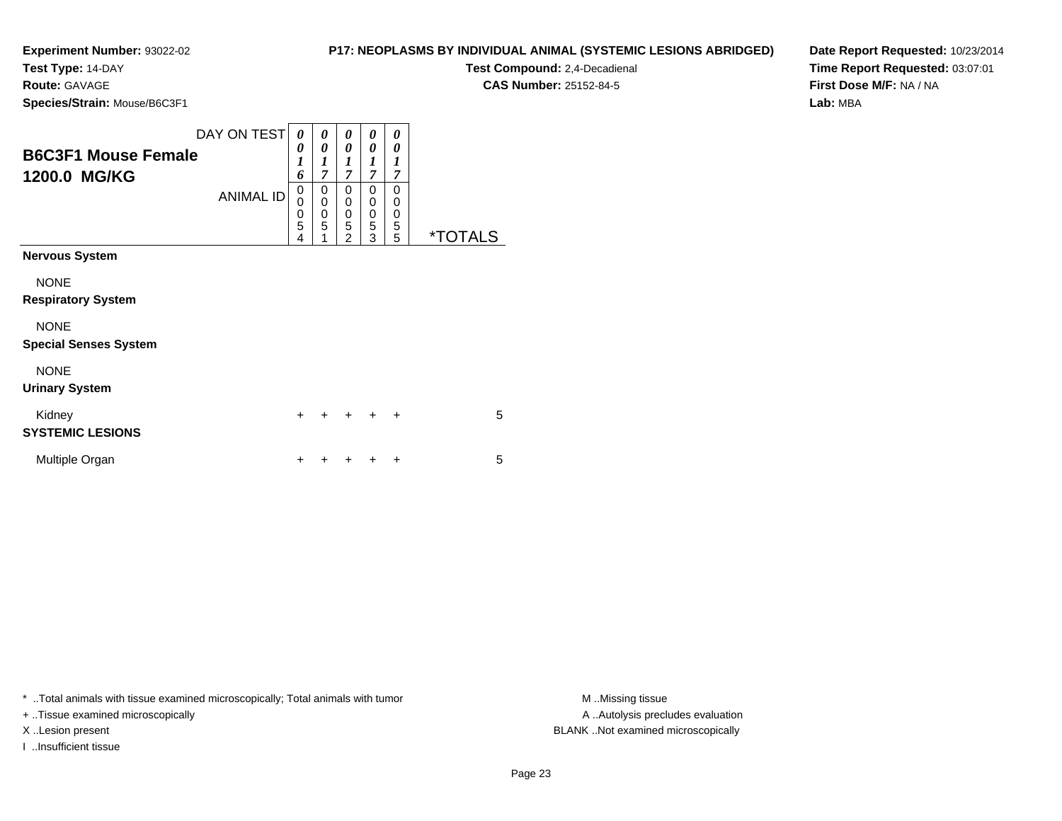**Experiment Number:** 93022-02
**Test Type:** 14-DAY
**Route:** GAVAGE
**Species/Strain:** Mouse/B6C3F1

**P17: NEOPLASMS BY INDIVIDUAL ANIMAL (SYSTEMIC LESIONS ABRIDGED)**
**Test Compound:** 2,4-Decadienal
**CAS Number:** 25152-84-5

**Date Report Requested:** 10/23/2014
**Time Report Requested:** 03:07:01
**First Dose M/F:** NA / NA
**Lab:** MBA

| B6C3F1 Mouse Female 1200.0 MG/KG | | | | | | |
|---|---|---|---|---|---|---|
| DAY ON TEST | 0016 | 0017 | 0017 | 0017 | 0017 | |
| ANIMAL ID | 00054 | 00051 | 00052 | 00053 | 00055 | *TOTALS |
| **Nervous System** | | | | | | |
| NONE | | | | | | |
| **Respiratory System** | | | | | | |
| NONE | | | | | | |
| **Special Senses System** | | | | | | |
| NONE | | | | | | |
| **Urinary System** | | | | | | |
| Kidney | + | + | + | + | + | 5 |
| **SYSTEMIC LESIONS** | | | | | | |
| Multiple Organ | + | + | + | + | + | 5 |

* ..Total animals with tissue examined microscopically; Total animals with tumor
+ ..Tissue examined microscopically
X ..Lesion present
I ..Insufficient tissue

M ..Missing tissue
A ..Autolysis precludes evaluation
BLANK ..Not examined microscopically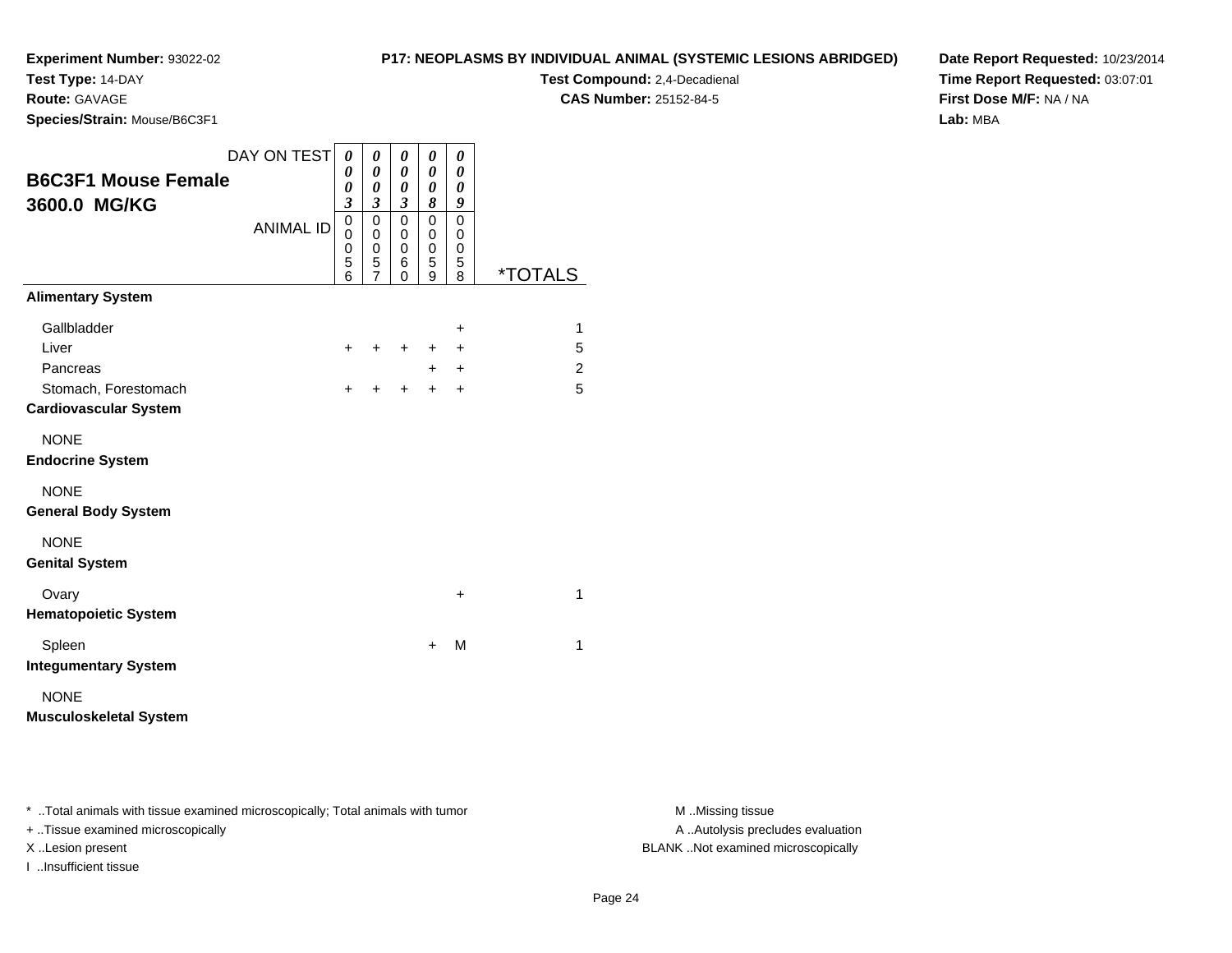**Experiment Number:** 93022-02
**Test Type:** 14-DAY
**Route:** GAVAGE
**Species/Strain:** Mouse/B6C3F1

**P17: NEOPLASMS BY INDIVIDUAL ANIMAL (SYSTEMIC LESIONS ABRIDGED)**
**Test Compound:** 2,4-Decadienal
**CAS Number:** 25152-84-5

**Date Report Requested:** 10/23/2014
**Time Report Requested:** 03:07:01
**First Dose M/F:** NA / NA
**Lab:** MBA

## B6C3F1 Mouse Female 3600.0 MG/KG

| DAY ON TEST | 0003 | 0003 | 0003 | 0008 | 0009 | |
|---|---|---|---|---|---|---|
| ANIMAL ID | 00056 | 00057 | 00060 | 00059 | 00058 | *TOTALS |
| **Alimentary System** | | | | | | |
| Gallbladder | | | | | + | 1 |
| Liver | + | + | + | + | + | 5 |
| Pancreas | | | | + | + | 2 |
| Stomach, Forestomach | + | + | + | + | + | 5 |
| **Cardiovascular System** | | | | | | |
| NONE | | | | | | |
| **Endocrine System** | | | | | | |
| NONE | | | | | | |
| **General Body System** | | | | | | |
| NONE | | | | | | |
| **Genital System** | | | | | | |
| Ovary | | | | | + | 1 |
| **Hematopoietic System** | | | | | | |
| Spleen | | | | + | M | 1 |
| **Integumentary System** | | | | | | |
| NONE | | | | | | |
| **Musculoskeletal System** | | | | | | |

* ..Total animals with tissue examined microscopically; Total animals with tumor
+ ..Tissue examined microscopically
X ..Lesion present
I ..Insufficient tissue

M ..Missing tissue
A ..Autolysis precludes evaluation
BLANK ..Not examined microscopically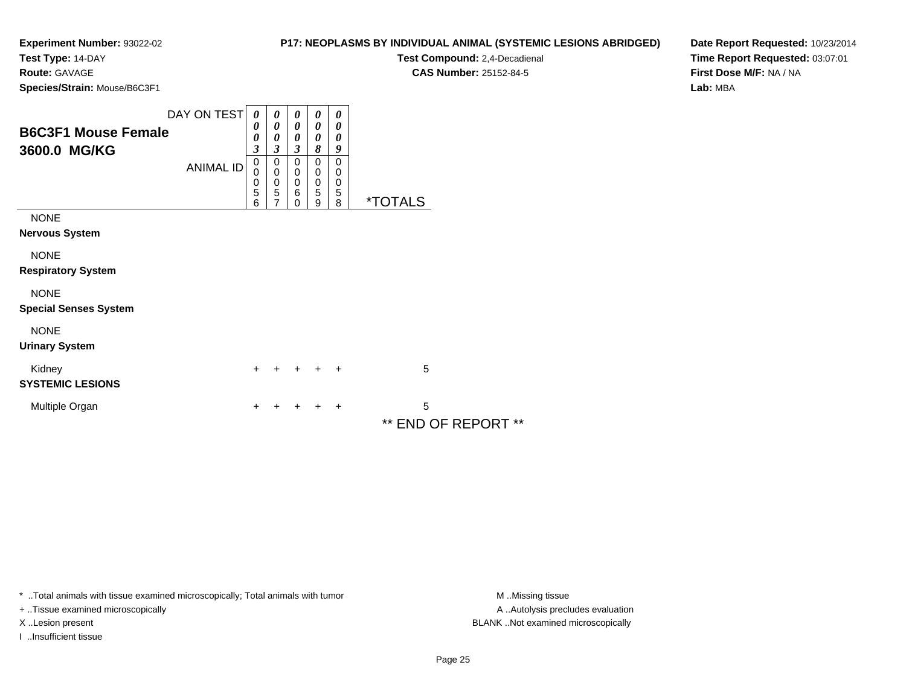**Experiment Number:** 93022-02
**Test Type:** 14-DAY
**Route:** GAVAGE
**Species/Strain:** Mouse/B6C3F1

**P17: NEOPLASMS BY INDIVIDUAL ANIMAL (SYSTEMIC LESIONS ABRIDGED)**
**Test Compound:** 2,4-Decadienal
**CAS Number:** 25152-84-5

**Date Report Requested:** 10/23/2014
**Time Report Requested:** 03:07:01
**First Dose M/F:** NA / NA
**Lab:** MBA

## B6C3F1 Mouse Female 3600.0 MG/KG

| DAY ON TEST | 0003 | 0003 | 0003 | 0008 | 0009 | |
|---|---|---|---|---|---|---|
| ANIMAL ID | 00056 | 00057 | 00060 | 00059 | 00058 | *TOTALS |
| NONE | | | | | | |
| **Nervous System** | | | | | | |
| NONE | | | | | | |
| **Respiratory System** | | | | | | |
| NONE | | | | | | |
| **Special Senses System** | | | | | | |
| NONE | | | | | | |
| **Urinary System** | | | | | | |
| Kidney | + | + | + | + | + | 5 |
| **SYSTEMIC LESIONS** | | | | | | |
| Multiple Organ | + | + | + | + | + | 5 |

** END OF REPORT **

* ..Total animals with tissue examined microscopically; Total animals with tumor
+ ..Tissue examined microscopically
X ..Lesion present
I ..Insufficient tissue

M ..Missing tissue
A ..Autolysis precludes evaluation
BLANK ..Not examined microscopically